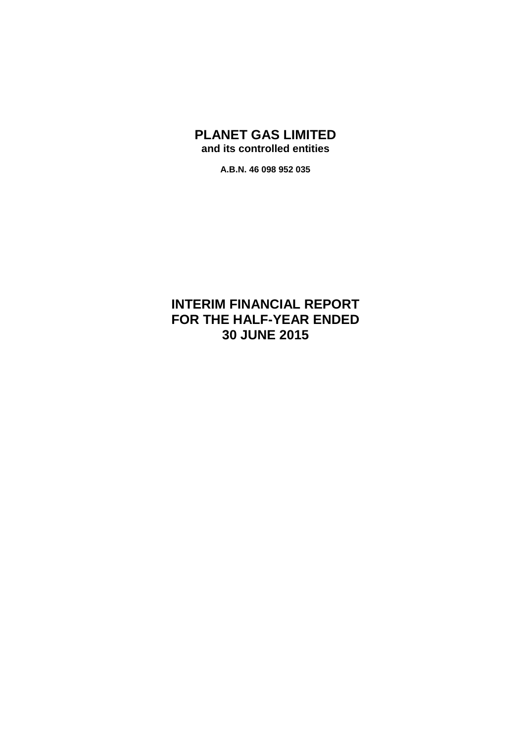# PLANET GAS LIMITED

**and its controlled entities**

**A.B.N. 46 098 952 035**

# INTERIM FINANCIAL REPORT FOR THE HALF-YEAR ENDED 30 JUNE 2015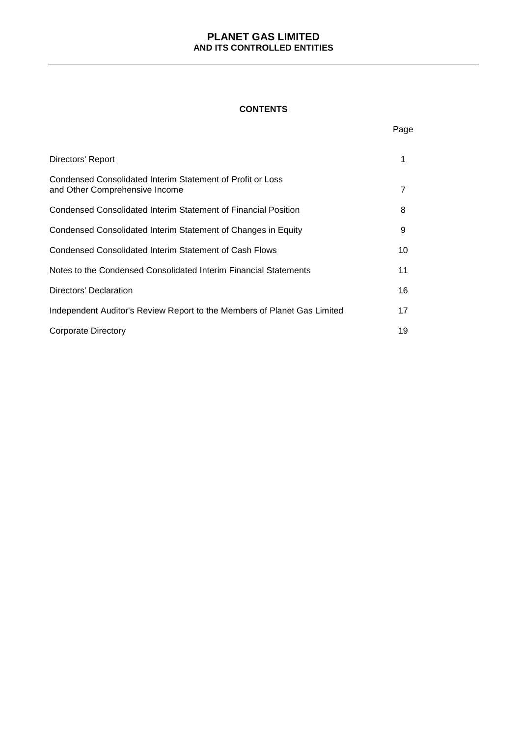# CONTENTS

| | Page |
|---|---|
| Directors' Report | 1 |
| Condensed Consolidated Interim Statement of Profit or Loss and Other Comprehensive Income | 7 |
| Condensed Consolidated Interim Statement of Financial Position | 8 |
| Condensed Consolidated Interim Statement of Changes in Equity | 9 |
| Condensed Consolidated Interim Statement of Cash Flows | 10 |
| Notes to the Condensed Consolidated Interim Financial Statements | 11 |
| Directors' Declaration | 16 |
| Independent Auditor's Review Report to the Members of Planet Gas Limited | 17 |
| Corporate Directory | 19 |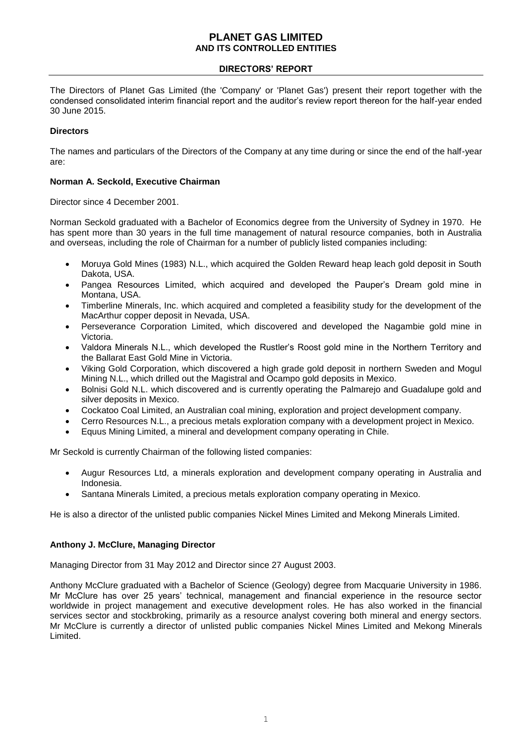# PLANET GAS LIMITED
## AND ITS CONTROLLED ENTITIES

## DIRECTORS' REPORT

The Directors of Planet Gas Limited (the 'Company' or 'Planet Gas') present their report together with the condensed consolidated interim financial report and the auditor's review report thereon for the half-year ended 30 June 2015.

**Directors**

The names and particulars of the Directors of the Company at any time during or since the end of the half-year are:

**Norman A. Seckold, Executive Chairman**

Director since 4 December 2001.

Norman Seckold graduated with a Bachelor of Economics degree from the University of Sydney in 1970. He has spent more than 30 years in the full time management of natural resource companies, both in Australia and overseas, including the role of Chairman for a number of publicly listed companies including:

- Moruya Gold Mines (1983) N.L., which acquired the Golden Reward heap leach gold deposit in South Dakota, USA.
- Pangea Resources Limited, which acquired and developed the Pauper's Dream gold mine in Montana, USA.
- Timberline Minerals, Inc. which acquired and completed a feasibility study for the development of the MacArthur copper deposit in Nevada, USA.
- Perseverance Corporation Limited, which discovered and developed the Nagambie gold mine in Victoria.
- Valdora Minerals N.L., which developed the Rustler's Roost gold mine in the Northern Territory and the Ballarat East Gold Mine in Victoria.
- Viking Gold Corporation, which discovered a high grade gold deposit in northern Sweden and Mogul Mining N.L., which drilled out the Magistral and Ocampo gold deposits in Mexico.
- Bolnisi Gold N.L. which discovered and is currently operating the Palmarejo and Guadalupe gold and silver deposits in Mexico.
- Cockatoo Coal Limited, an Australian coal mining, exploration and project development company.
- Cerro Resources N.L., a precious metals exploration company with a development project in Mexico.
- Equus Mining Limited, a mineral and development company operating in Chile.

Mr Seckold is currently Chairman of the following listed companies:

- Augur Resources Ltd, a minerals exploration and development company operating in Australia and Indonesia.
- Santana Minerals Limited, a precious metals exploration company operating in Mexico.

He is also a director of the unlisted public companies Nickel Mines Limited and Mekong Minerals Limited.

**Anthony J. McClure, Managing Director**

Managing Director from 31 May 2012 and Director since 27 August 2003.

Anthony McClure graduated with a Bachelor of Science (Geology) degree from Macquarie University in 1986. Mr McClure has over 25 years' technical, management and financial experience in the resource sector worldwide in project management and executive development roles. He has also worked in the financial services sector and stockbroking, primarily as a resource analyst covering both mineral and energy sectors. Mr McClure is currently a director of unlisted public companies Nickel Mines Limited and Mekong Minerals Limited.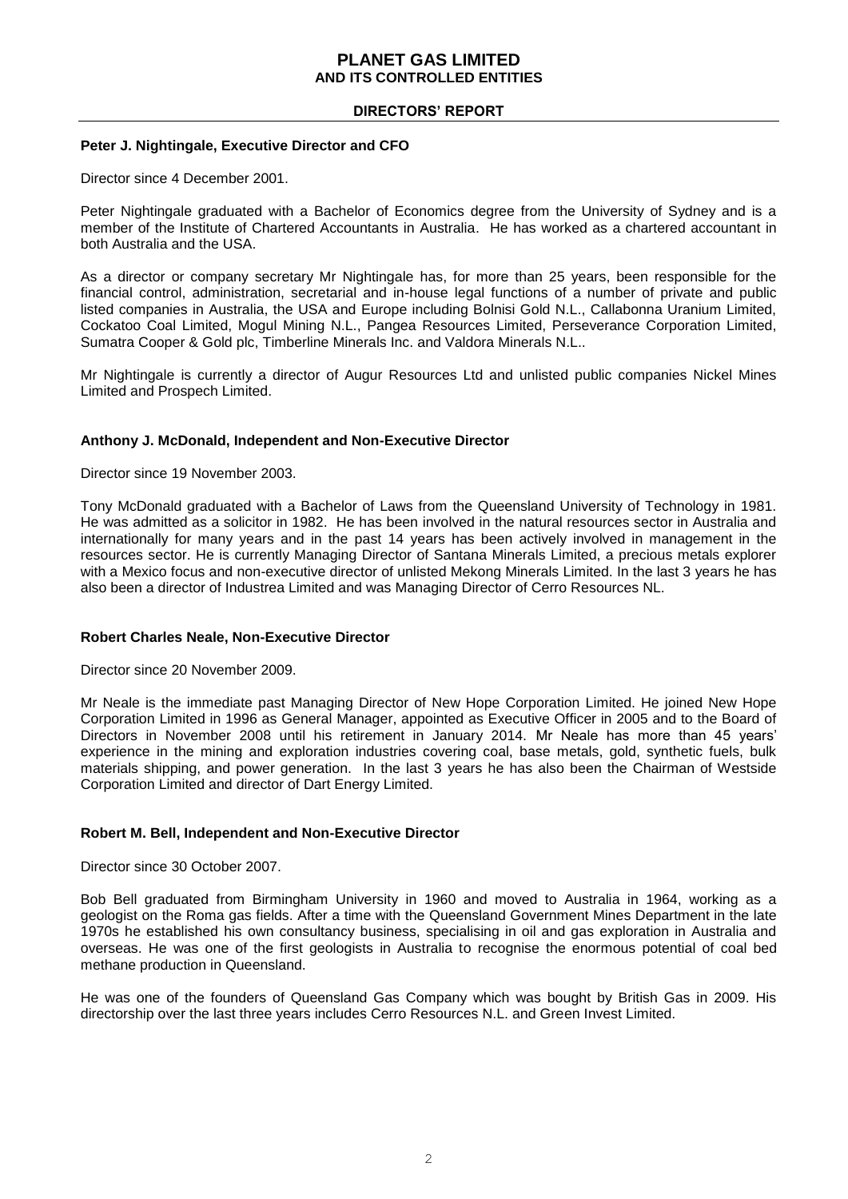**Peter J. Nightingale, Executive Director and CFO**

Director since 4 December 2001.

Peter Nightingale graduated with a Bachelor of Economics degree from the University of Sydney and is a member of the Institute of Chartered Accountants in Australia. He has worked as a chartered accountant in both Australia and the USA.

As a director or company secretary Mr Nightingale has, for more than 25 years, been responsible for the financial control, administration, secretarial and in-house legal functions of a number of private and public listed companies in Australia, the USA and Europe including Bolnisi Gold N.L., Callabonna Uranium Limited, Cockatoo Coal Limited, Mogul Mining N.L., Pangea Resources Limited, Perseverance Corporation Limited, Sumatra Cooper & Gold plc, Timberline Minerals Inc. and Valdora Minerals N.L..

Mr Nightingale is currently a director of Augur Resources Ltd and unlisted public companies Nickel Mines Limited and Prospech Limited.

**Anthony J. McDonald, Independent and Non-Executive Director**

Director since 19 November 2003.

Tony McDonald graduated with a Bachelor of Laws from the Queensland University of Technology in 1981. He was admitted as a solicitor in 1982. He has been involved in the natural resources sector in Australia and internationally for many years and in the past 14 years has been actively involved in management in the resources sector. He is currently Managing Director of Santana Minerals Limited, a precious metals explorer with a Mexico focus and non-executive director of unlisted Mekong Minerals Limited. In the last 3 years he has also been a director of Industrea Limited and was Managing Director of Cerro Resources NL.

**Robert Charles Neale, Non-Executive Director**

Director since 20 November 2009.

Mr Neale is the immediate past Managing Director of New Hope Corporation Limited. He joined New Hope Corporation Limited in 1996 as General Manager, appointed as Executive Officer in 2005 and to the Board of Directors in November 2008 until his retirement in January 2014. Mr Neale has more than 45 years' experience in the mining and exploration industries covering coal, base metals, gold, synthetic fuels, bulk materials shipping, and power generation. In the last 3 years he has also been the Chairman of Westside Corporation Limited and director of Dart Energy Limited.

**Robert M. Bell, Independent and Non-Executive Director**

Director since 30 October 2007.

Bob Bell graduated from Birmingham University in 1960 and moved to Australia in 1964, working as a geologist on the Roma gas fields. After a time with the Queensland Government Mines Department in the late 1970s he established his own consultancy business, specialising in oil and gas exploration in Australia and overseas. He was one of the first geologists in Australia to recognise the enormous potential of coal bed methane production in Queensland.

He was one of the founders of Queensland Gas Company which was bought by British Gas in 2009. His directorship over the last three years includes Cerro Resources N.L. and Green Invest Limited.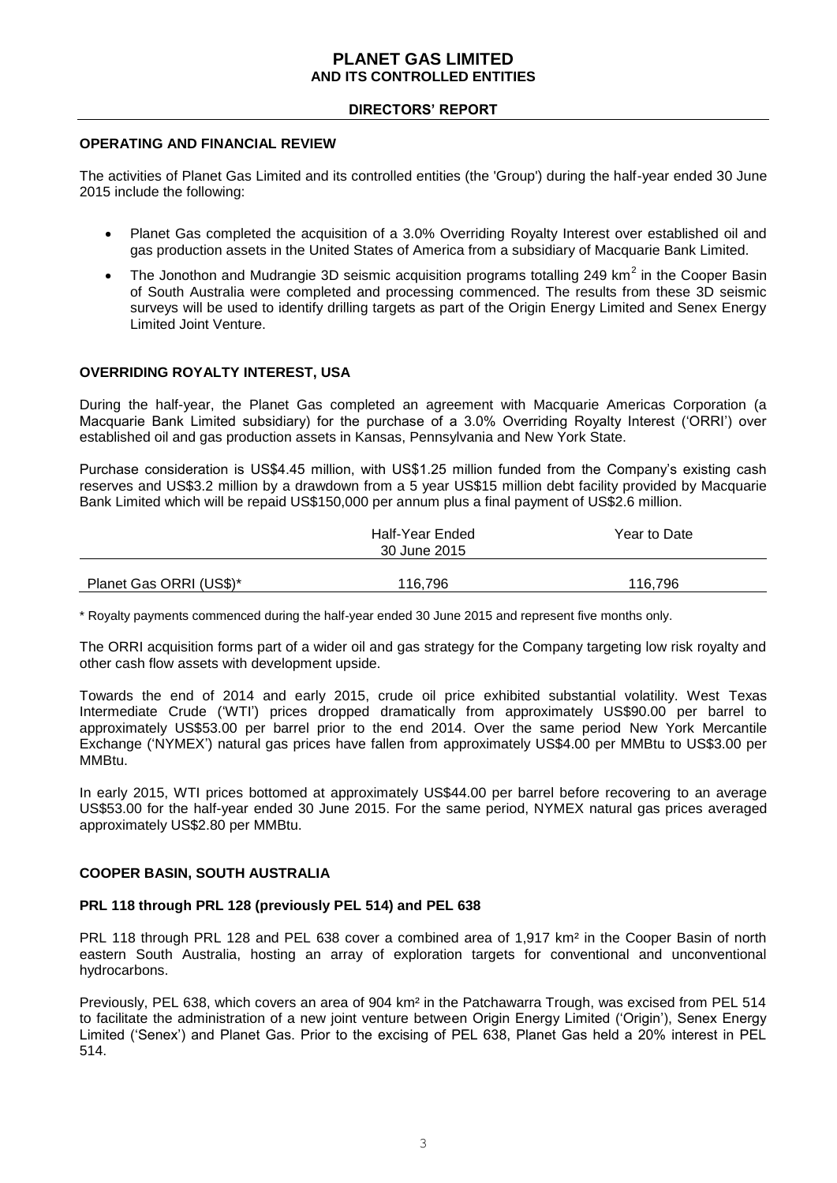## DIRECTORS' REPORT

### OPERATING AND FINANCIAL REVIEW

The activities of Planet Gas Limited and its controlled entities (the 'Group') during the half-year ended 30 June 2015 include the following:

- Planet Gas completed the acquisition of a 3.0% Overriding Royalty Interest over established oil and gas production assets in the United States of America from a subsidiary of Macquarie Bank Limited.
- The Jonothon and Mudrangie 3D seismic acquisition programs totalling 249 km$^2$ in the Cooper Basin of South Australia were completed and processing commenced. The results from these 3D seismic surveys will be used to identify drilling targets as part of the Origin Energy Limited and Senex Energy Limited Joint Venture.

### OVERRIDING ROYALTY INTEREST, USA

During the half-year, the Planet Gas completed an agreement with Macquarie Americas Corporation (a Macquarie Bank Limited subsidiary) for the purchase of a 3.0% Overriding Royalty Interest ('ORRI') over established oil and gas production assets in Kansas, Pennsylvania and New York State.

Purchase consideration is US$4.45 million, with US$1.25 million funded from the Company's existing cash reserves and US$3.2 million by a drawdown from a 5 year US$15 million debt facility provided by Macquarie Bank Limited which will be repaid US$150,000 per annum plus a final payment of US$2.6 million.

| | Half-Year Ended 30 June 2015 | Year to Date |
|---|---|---|
| Planet Gas ORRI (US$)* | 116,796 | 116,796 |

\* Royalty payments commenced during the half-year ended 30 June 2015 and represent five months only.

The ORRI acquisition forms part of a wider oil and gas strategy for the Company targeting low risk royalty and other cash flow assets with development upside.

Towards the end of 2014 and early 2015, crude oil price exhibited substantial volatility. West Texas Intermediate Crude ('WTI') prices dropped dramatically from approximately US$90.00 per barrel to approximately US$53.00 per barrel prior to the end 2014. Over the same period New York Mercantile Exchange ('NYMEX') natural gas prices have fallen from approximately US$4.00 per MMBtu to US$3.00 per MMBtu.

In early 2015, WTI prices bottomed at approximately US$44.00 per barrel before recovering to an average US$53.00 for the half-year ended 30 June 2015. For the same period, NYMEX natural gas prices averaged approximately US$2.80 per MMBtu.

### COOPER BASIN, SOUTH AUSTRALIA

#### PRL 118 through PRL 128 (previously PEL 514) and PEL 638

PRL 118 through PRL 128 and PEL 638 cover a combined area of 1,917 km² in the Cooper Basin of north eastern South Australia, hosting an array of exploration targets for conventional and unconventional hydrocarbons.

Previously, PEL 638, which covers an area of 904 km² in the Patchawarra Trough, was excised from PEL 514 to facilitate the administration of a new joint venture between Origin Energy Limited ('Origin'), Senex Energy Limited ('Senex') and Planet Gas. Prior to the excising of PEL 638, Planet Gas held a 20% interest in PEL 514.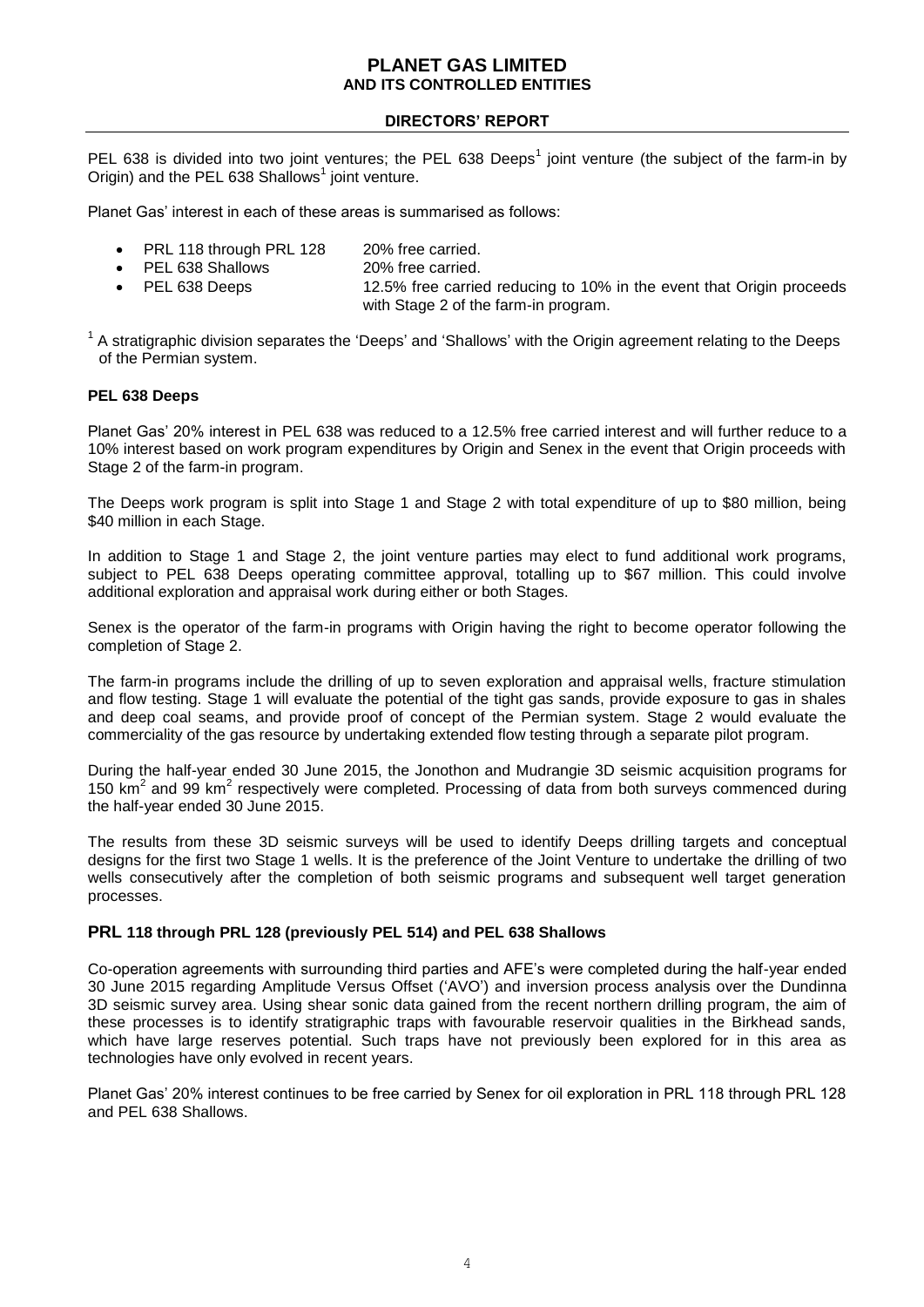PEL 638 is divided into two joint ventures; the PEL 638 Deeps[1] joint venture (the subject of the farm-in by Origin) and the PEL 638 Shallows[1] joint venture.

Planet Gas' interest in each of these areas is summarised as follows:

- PRL 118 through PRL 128 — 20% free carried.
- PEL 638 Shallows — 20% free carried.
- PEL 638 Deeps — 12.5% free carried reducing to 10% in the event that Origin proceeds with Stage 2 of the farm-in program.

[1] A stratigraphic division separates the 'Deeps' and 'Shallows' with the Origin agreement relating to the Deeps of the Permian system.

**PEL 638 Deeps**

Planet Gas' 20% interest in PEL 638 was reduced to a 12.5% free carried interest and will further reduce to a 10% interest based on work program expenditures by Origin and Senex in the event that Origin proceeds with Stage 2 of the farm-in program.

The Deeps work program is split into Stage 1 and Stage 2 with total expenditure of up to $80 million, being $40 million in each Stage.

In addition to Stage 1 and Stage 2, the joint venture parties may elect to fund additional work programs, subject to PEL 638 Deeps operating committee approval, totalling up to $67 million. This could involve additional exploration and appraisal work during either or both Stages.

Senex is the operator of the farm-in programs with Origin having the right to become operator following the completion of Stage 2.

The farm-in programs include the drilling of up to seven exploration and appraisal wells, fracture stimulation and flow testing. Stage 1 will evaluate the potential of the tight gas sands, provide exposure to gas in shales and deep coal seams, and provide proof of concept of the Permian system. Stage 2 would evaluate the commerciality of the gas resource by undertaking extended flow testing through a separate pilot program.

During the half-year ended 30 June 2015, the Jonothon and Mudrangie 3D seismic acquisition programs for 150 km$^2$ and 99 km$^2$ respectively were completed. Processing of data from both surveys commenced during the half-year ended 30 June 2015.

The results from these 3D seismic surveys will be used to identify Deeps drilling targets and conceptual designs for the first two Stage 1 wells. It is the preference of the Joint Venture to undertake the drilling of two wells consecutively after the completion of both seismic programs and subsequent well target generation processes.

**PRL 118 through PRL 128 (previously PEL 514) and PEL 638 Shallows**

Co-operation agreements with surrounding third parties and AFE's were completed during the half-year ended 30 June 2015 regarding Amplitude Versus Offset ('AVO') and inversion process analysis over the Dundinna 3D seismic survey area. Using shear sonic data gained from the recent northern drilling program, the aim of these processes is to identify stratigraphic traps with favourable reservoir qualities in the Birkhead sands, which have large reserves potential. Such traps have not previously been explored for in this area as technologies have only evolved in recent years.

Planet Gas' 20% interest continues to be free carried by Senex for oil exploration in PRL 118 through PRL 128 and PEL 638 Shallows.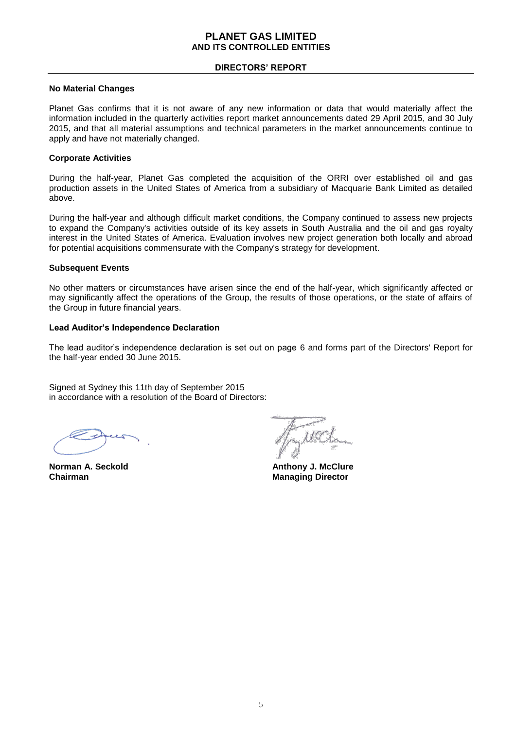## DIRECTORS' REPORT

### No Material Changes

Planet Gas confirms that it is not aware of any new information or data that would materially affect the information included in the quarterly activities report market announcements dated 29 April 2015, and 30 July 2015, and that all material assumptions and technical parameters in the market announcements continue to apply and have not materially changed.

### Corporate Activities

During the half-year, Planet Gas completed the acquisition of the ORRI over established oil and gas production assets in the United States of America from a subsidiary of Macquarie Bank Limited as detailed above.

During the half-year and although difficult market conditions, the Company continued to assess new projects to expand the Company's activities outside of its key assets in South Australia and the oil and gas royalty interest in the United States of America. Evaluation involves new project generation both locally and abroad for potential acquisitions commensurate with the Company's strategy for development.

### Subsequent Events

No other matters or circumstances have arisen since the end of the half-year, which significantly affected or may significantly affect the operations of the Group, the results of those operations, or the state of affairs of the Group in future financial years.

### Lead Auditor's Independence Declaration

The lead auditor's independence declaration is set out on page 6 and forms part of the Directors' Report for the half-year ended 30 June 2015.

Signed at Sydney this 11th day of September 2015
in accordance with a resolution of the Board of Directors:

**Norman A. Seckold**
**Chairman**

**Anthony J. McClure**
**Managing Director**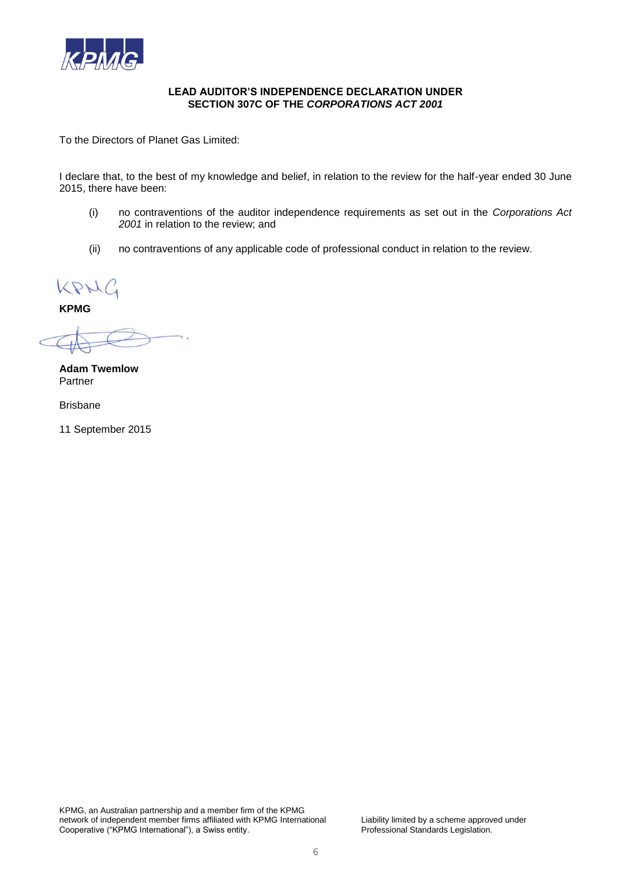# LEAD AUDITOR'S INDEPENDENCE DECLARATION UNDER SECTION 307C OF THE *CORPORATIONS ACT 2001*

To the Directors of Planet Gas Limited:

I declare that, to the best of my knowledge and belief, in relation to the review for the half-year ended 30 June 2015, there have been:

(i) no contraventions of the auditor independence requirements as set out in the *Corporations Act 2001* in relation to the review; and

(ii) no contraventions of any applicable code of professional conduct in relation to the review.

KPMG

**KPMG**

**Adam Twemlow**
Partner

Brisbane

11 September 2015

KPMG, an Australian partnership and a member firm of the KPMG network of independent member firms affiliated with KPMG International Cooperative ("KPMG International"), a Swiss entity.

Liability limited by a scheme approved under Professional Standards Legislation.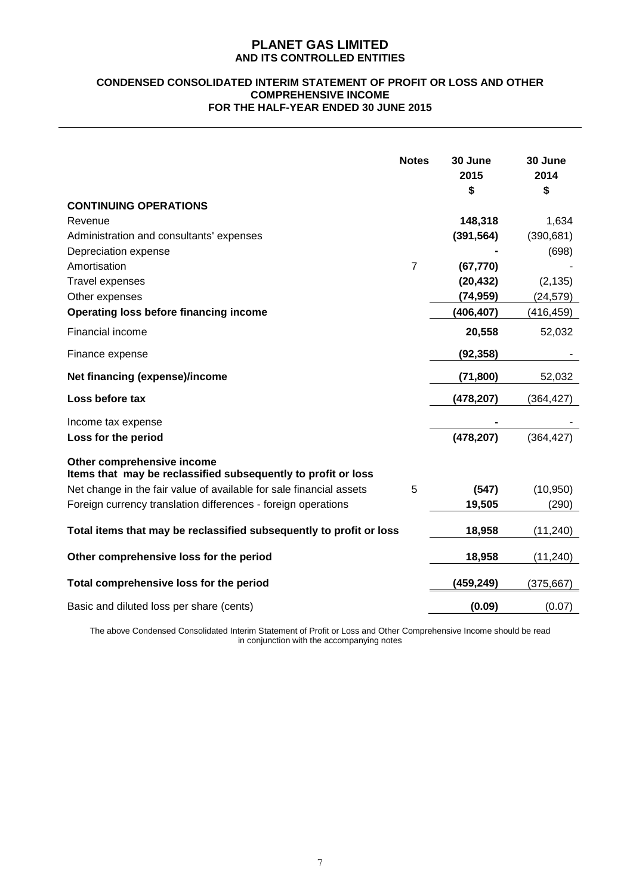# PLANET GAS LIMITED
## AND ITS CONTROLLED ENTITIES

### CONDENSED CONSOLIDATED INTERIM STATEMENT OF PROFIT OR LOSS AND OTHER COMPREHENSIVE INCOME
### FOR THE HALF-YEAR ENDED 30 JUNE 2015

| | Notes | 30 June 2015 $ | 30 June 2014 $ |
|---|---|---|---|
| **CONTINUING OPERATIONS** | | | |
| Revenue | | **148,318** | 1,634 |
| Administration and consultants' expenses | | **(391,564)** | (390,681) |
| Depreciation expense | | **-** | (698) |
| Amortisation | 7 | **(67,770)** | - |
| Travel expenses | | **(20,432)** | (2,135) |
| Other expenses | | **(74,959)** | (24,579) |
| **Operating loss before financing income** | | **(406,407)** | (416,459) |
| Financial income | | **20,558** | 52,032 |
| Finance expense | | **(92,358)** | - |
| **Net financing (expense)/income** | | **(71,800)** | 52,032 |
| **Loss before tax** | | **(478,207)** | (364,427) |
| Income tax expense | | **-** | - |
| **Loss for the period** | | **(478,207)** | (364,427) |
| **Other comprehensive income** | | | |
| **Items that may be reclassified subsequently to profit or loss** | | | |
| Net change in the fair value of available for sale financial assets | 5 | **(547)** | (10,950) |
| Foreign currency translation differences - foreign operations | | **19,505** | (290) |
| **Total items that may be reclassified subsequently to profit or loss** | | **18,958** | (11,240) |
| **Other comprehensive loss for the period** | | **18,958** | (11,240) |
| **Total comprehensive loss for the period** | | **(459,249)** | (375,667) |
| Basic and diluted loss per share (cents) | | **(0.09)** | (0.07) |

The above Condensed Consolidated Interim Statement of Profit or Loss and Other Comprehensive Income should be read in conjunction with the accompanying notes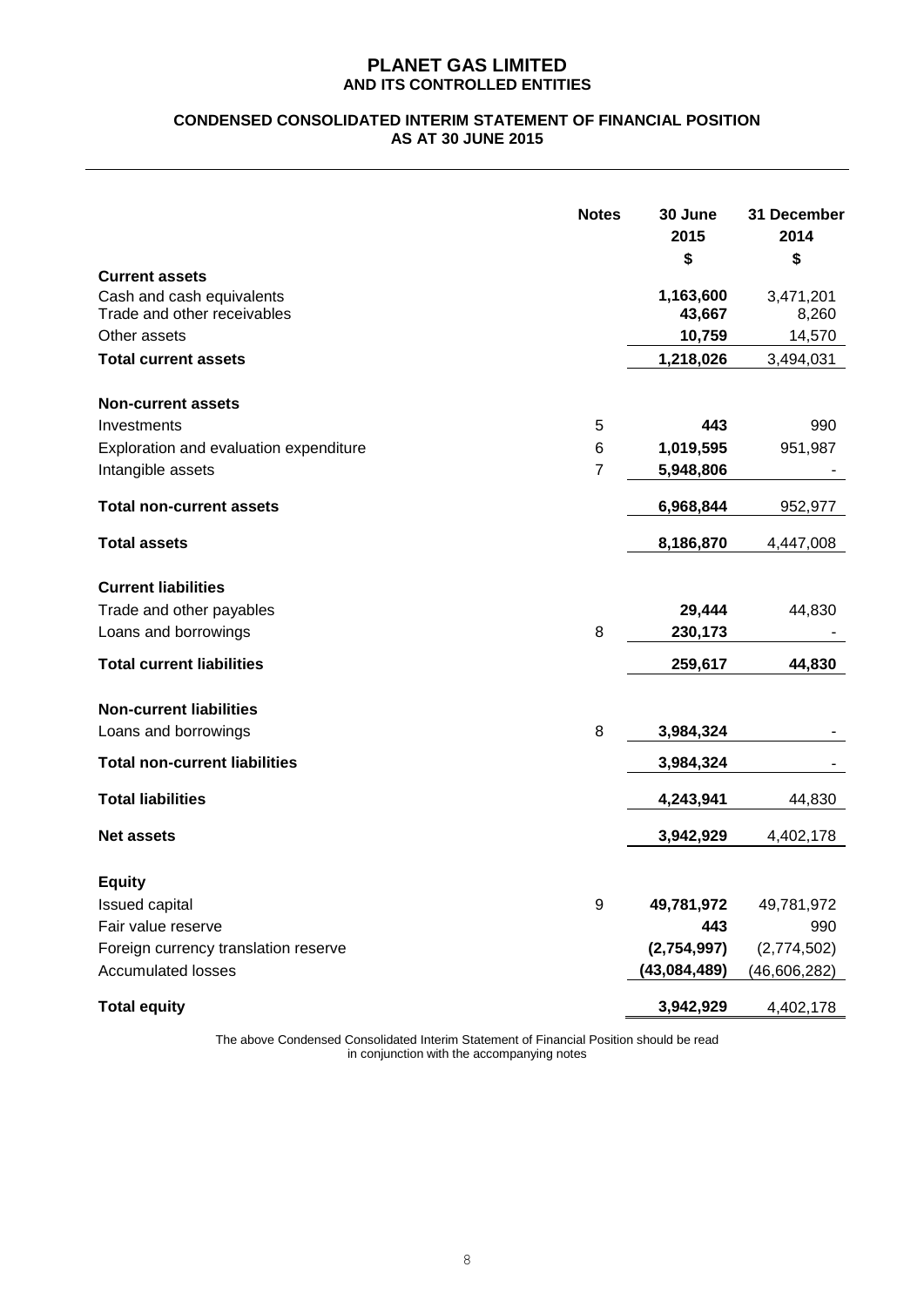# PLANET GAS LIMITED
## AND ITS CONTROLLED ENTITIES

### CONDENSED CONSOLIDATED INTERIM STATEMENT OF FINANCIAL POSITION
### AS AT 30 JUNE 2015

| | Notes | 30 June 2015 | 31 December 2014 |
|---|---|---|---|
| | | **$** | **$** |
| **Current assets** | | | |
| Cash and cash equivalents | | **1,163,600** | 3,471,201 |
| Trade and other receivables | | **43,667** | 8,260 |
| Other assets | | **10,759** | 14,570 |
| **Total current assets** | | **1,218,026** | 3,494,031 |
| | | | |
| **Non-current assets** | | | |
| Investments | 5 | **443** | 990 |
| Exploration and evaluation expenditure | 6 | **1,019,595** | 951,987 |
| Intangible assets | 7 | **5,948,806** | - |
| **Total non-current assets** | | **6,968,844** | 952,977 |
| **Total assets** | | **8,186,870** | 4,447,008 |
| | | | |
| **Current liabilities** | | | |
| Trade and other payables | | **29,444** | 44,830 |
| Loans and borrowings | 8 | **230,173** | - |
| **Total current liabilities** | | **259,617** | **44,830** |
| | | | |
| **Non-current liabilities** | | | |
| Loans and borrowings | 8 | **3,984,324** | - |
| **Total non-current liabilities** | | **3,984,324** | - |
| **Total liabilities** | | **4,243,941** | 44,830 |
| **Net assets** | | **3,942,929** | 4,402,178 |
| | | | |
| **Equity** | | | |
| Issued capital | 9 | **49,781,972** | 49,781,972 |
| Fair value reserve | | **443** | 990 |
| Foreign currency translation reserve | | **(2,754,997)** | (2,774,502) |
| Accumulated losses | | **(43,084,489)** | (46,606,282) |
| **Total equity** | | **3,942,929** | 4,402,178 |

The above Condensed Consolidated Interim Statement of Financial Position should be read in conjunction with the accompanying notes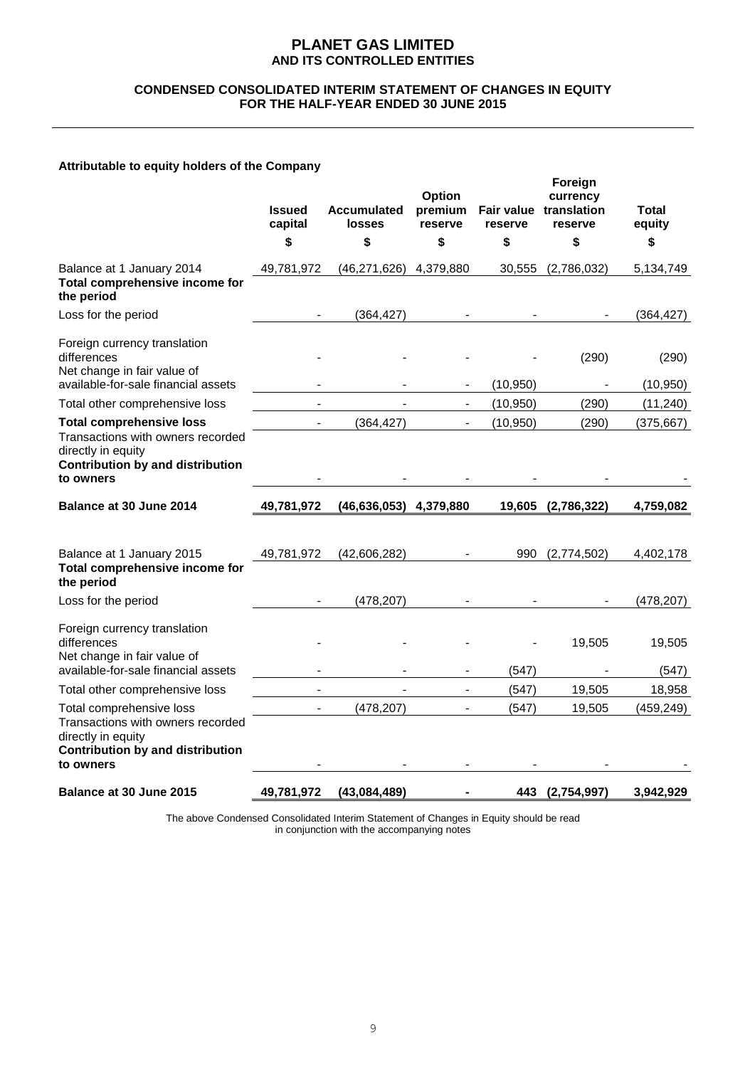# PLANET GAS LIMITED
## AND ITS CONTROLLED ENTITIES

### CONDENSED CONSOLIDATED INTERIM STATEMENT OF CHANGES IN EQUITY
### FOR THE HALF-YEAR ENDED 30 JUNE 2015

**Attributable to equity holders of the Company**

| | Issued capital | Accumulated losses | Option premium reserve | Fair value reserve | Foreign currency translation reserve | Total equity |
|---|---|---|---|---|---|---|
| | $ | $ | $ | $ | $ | $ |
| Balance at 1 January 2014 | 49,781,972 | (46,271,626) | 4,379,880 | 30,555 | (2,786,032) | 5,134,749 |
| **Total comprehensive income for the period** | | | | | | |
| Loss for the period | - | (364,427) | - | - | - | (364,427) |
| Foreign currency translation differences | - | - | - | - | (290) | (290) |
| Net change in fair value of available-for-sale financial assets | - | - | - | (10,950) | - | (10,950) |
| Total other comprehensive loss | - | - | - | (10,950) | (290) | (11,240) |
| **Total comprehensive loss** | - | (364,427) | - | (10,950) | (290) | (375,667) |
| Transactions with owners recorded directly in equity | | | | | | |
| **Contribution by and distribution to owners** | - | - | - | - | - | - |
| **Balance at 30 June 2014** | **49,781,972** | **(46,636,053)** | **4,379,880** | **19,605** | **(2,786,322)** | **4,759,082** |
| | | | | | | |
| Balance at 1 January 2015 | 49,781,972 | (42,606,282) | - | 990 | (2,774,502) | 4,402,178 |
| **Total comprehensive income for the period** | | | | | | |
| Loss for the period | - | (478,207) | - | - | - | (478,207) |
| Foreign currency translation differences | - | - | - | - | 19,505 | 19,505 |
| Net change in fair value of available-for-sale financial assets | - | - | - | (547) | - | (547) |
| Total other comprehensive loss | - | - | - | (547) | 19,505 | 18,958 |
| Total comprehensive loss | - | (478,207) | - | (547) | 19,505 | (459,249) |
| Transactions with owners recorded directly in equity | | | | | | |
| **Contribution by and distribution to owners** | - | - | - | - | - | - |
| **Balance at 30 June 2015** | **49,781,972** | **(43,084,489)** | **-** | **443** | **(2,754,997)** | **3,942,929** |

The above Condensed Consolidated Interim Statement of Changes in Equity should be read in conjunction with the accompanying notes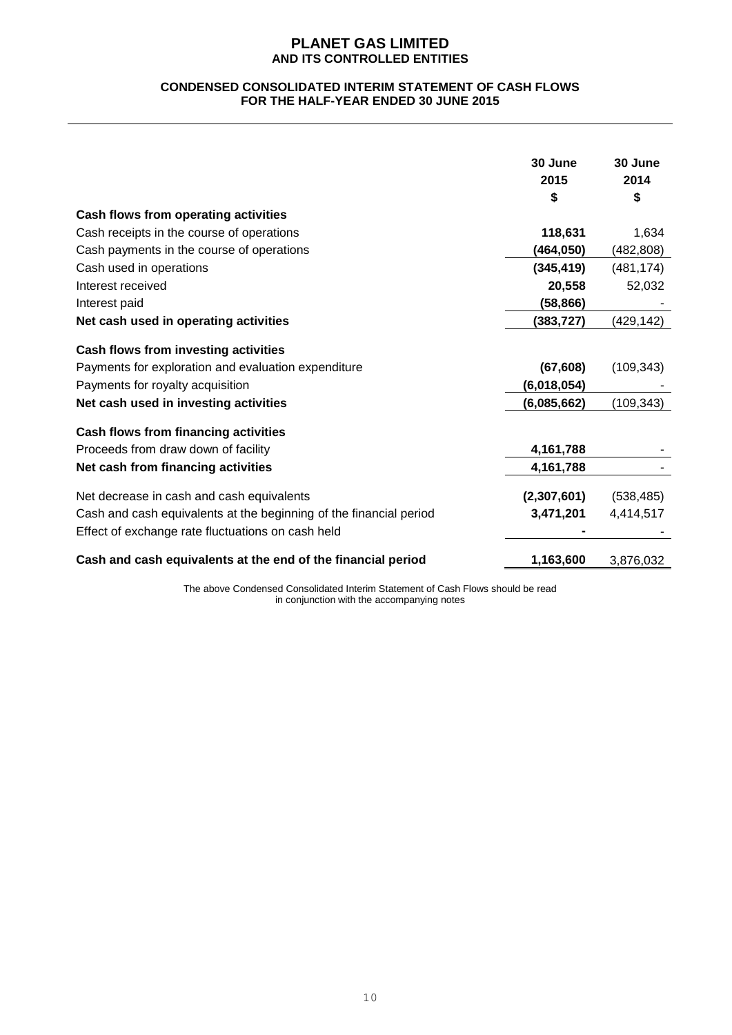# PLANET GAS LIMITED
## AND ITS CONTROLLED ENTITIES

### CONDENSED CONSOLIDATED INTERIM STATEMENT OF CASH FLOWS
### FOR THE HALF-YEAR ENDED 30 JUNE 2015

| | 30 June 2015 $ | 30 June 2014 $ |
|---|---|---|
| **Cash flows from operating activities** | | |
| Cash receipts in the course of operations | **118,631** | 1,634 |
| Cash payments in the course of operations | **(464,050)** | (482,808) |
| Cash used in operations | **(345,419)** | (481,174) |
| Interest received | **20,558** | 52,032 |
| Interest paid | **(58,866)** | - |
| **Net cash used in operating activities** | **(383,727)** | (429,142) |
| **Cash flows from investing activities** | | |
| Payments for exploration and evaluation expenditure | **(67,608)** | (109,343) |
| Payments for royalty acquisition | **(6,018,054)** | - |
| **Net cash used in investing activities** | **(6,085,662)** | (109,343) |
| **Cash flows from financing activities** | | |
| Proceeds from draw down of facility | **4,161,788** | - |
| **Net cash from financing activities** | **4,161,788** | - |
| Net decrease in cash and cash equivalents | **(2,307,601)** | (538,485) |
| Cash and cash equivalents at the beginning of the financial period | **3,471,201** | 4,414,517 |
| Effect of exchange rate fluctuations on cash held | **-** | - |
| **Cash and cash equivalents at the end of the financial period** | **1,163,600** | 3,876,032 |

The above Condensed Consolidated Interim Statement of Cash Flows should be read in conjunction with the accompanying notes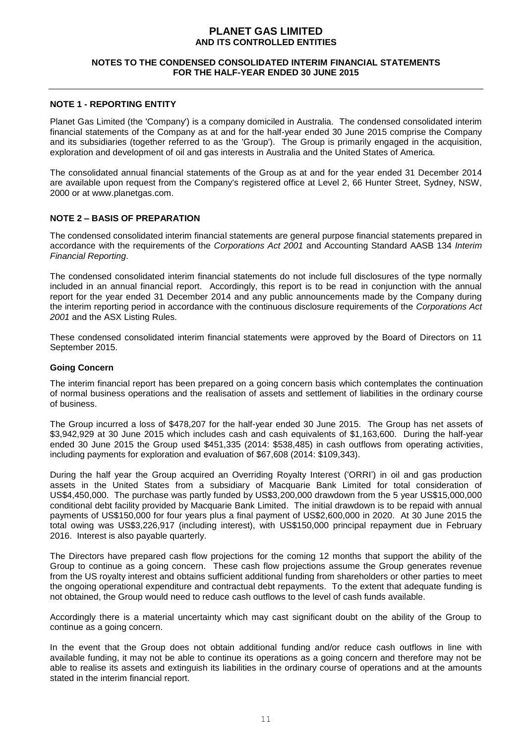## NOTE 1 - REPORTING ENTITY

Planet Gas Limited (the 'Company') is a company domiciled in Australia. The condensed consolidated interim financial statements of the Company as at and for the half-year ended 30 June 2015 comprise the Company and its subsidiaries (together referred to as the 'Group'). The Group is primarily engaged in the acquisition, exploration and development of oil and gas interests in Australia and the United States of America.

The consolidated annual financial statements of the Group as at and for the year ended 31 December 2014 are available upon request from the Company's registered office at Level 2, 66 Hunter Street, Sydney, NSW, 2000 or at www.planetgas.com.

## NOTE 2 – BASIS OF PREPARATION

The condensed consolidated interim financial statements are general purpose financial statements prepared in accordance with the requirements of the *Corporations Act 2001* and Accounting Standard AASB 134 *Interim Financial Reporting*.

The condensed consolidated interim financial statements do not include full disclosures of the type normally included in an annual financial report. Accordingly, this report is to be read in conjunction with the annual report for the year ended 31 December 2014 and any public announcements made by the Company during the interim reporting period in accordance with the continuous disclosure requirements of the *Corporations Act 2001* and the ASX Listing Rules.

These condensed consolidated interim financial statements were approved by the Board of Directors on 11 September 2015.

### Going Concern

The interim financial report has been prepared on a going concern basis which contemplates the continuation of normal business operations and the realisation of assets and settlement of liabilities in the ordinary course of business.

The Group incurred a loss of $478,207 for the half-year ended 30 June 2015. The Group has net assets of $3,942,929 at 30 June 2015 which includes cash and cash equivalents of $1,163,600. During the half-year ended 30 June 2015 the Group used $451,335 (2014: $538,485) in cash outflows from operating activities, including payments for exploration and evaluation of $67,608 (2014: $109,343).

During the half year the Group acquired an Overriding Royalty Interest ('ORRI') in oil and gas production assets in the United States from a subsidiary of Macquarie Bank Limited for total consideration of US$4,450,000. The purchase was partly funded by US$3,200,000 drawdown from the 5 year US$15,000,000 conditional debt facility provided by Macquarie Bank Limited. The initial drawdown is to be repaid with annual payments of US$150,000 for four years plus a final payment of US$2,600,000 in 2020. At 30 June 2015 the total owing was US$3,226,917 (including interest), with US$150,000 principal repayment due in February 2016. Interest is also payable quarterly.

The Directors have prepared cash flow projections for the coming 12 months that support the ability of the Group to continue as a going concern. These cash flow projections assume the Group generates revenue from the US royalty interest and obtains sufficient additional funding from shareholders or other parties to meet the ongoing operational expenditure and contractual debt repayments. To the extent that adequate funding is not obtained, the Group would need to reduce cash outflows to the level of cash funds available.

Accordingly there is a material uncertainty which may cast significant doubt on the ability of the Group to continue as a going concern.

In the event that the Group does not obtain additional funding and/or reduce cash outflows in line with available funding, it may not be able to continue its operations as a going concern and therefore may not be able to realise its assets and extinguish its liabilities in the ordinary course of operations and at the amounts stated in the interim financial report.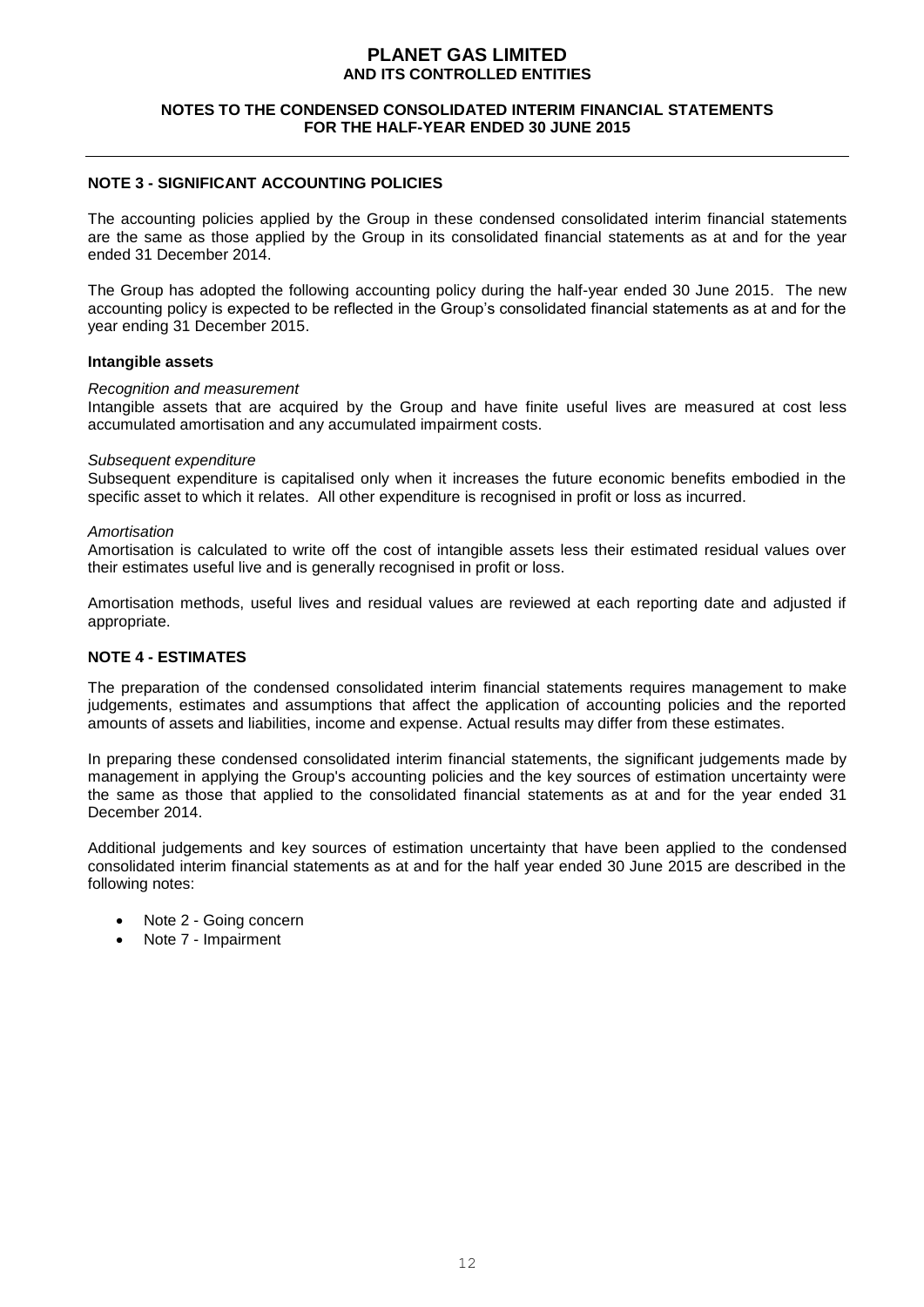## NOTE 3 - SIGNIFICANT ACCOUNTING POLICIES

The accounting policies applied by the Group in these condensed consolidated interim financial statements are the same as those applied by the Group in its consolidated financial statements as at and for the year ended 31 December 2014.

The Group has adopted the following accounting policy during the half-year ended 30 June 2015. The new accounting policy is expected to be reflected in the Group's consolidated financial statements as at and for the year ending 31 December 2015.

### Intangible assets

*Recognition and measurement*
Intangible assets that are acquired by the Group and have finite useful lives are measured at cost less accumulated amortisation and any accumulated impairment costs.

*Subsequent expenditure*
Subsequent expenditure is capitalised only when it increases the future economic benefits embodied in the specific asset to which it relates. All other expenditure is recognised in profit or loss as incurred.

*Amortisation*
Amortisation is calculated to write off the cost of intangible assets less their estimated residual values over their estimates useful live and is generally recognised in profit or loss.

Amortisation methods, useful lives and residual values are reviewed at each reporting date and adjusted if appropriate.

## NOTE 4 - ESTIMATES

The preparation of the condensed consolidated interim financial statements requires management to make judgements, estimates and assumptions that affect the application of accounting policies and the reported amounts of assets and liabilities, income and expense. Actual results may differ from these estimates.

In preparing these condensed consolidated interim financial statements, the significant judgements made by management in applying the Group's accounting policies and the key sources of estimation uncertainty were the same as those that applied to the consolidated financial statements as at and for the year ended 31 December 2014.

Additional judgements and key sources of estimation uncertainty that have been applied to the condensed consolidated interim financial statements as at and for the half year ended 30 June 2015 are described in the following notes:

- Note 2 - Going concern
- Note 7 - Impairment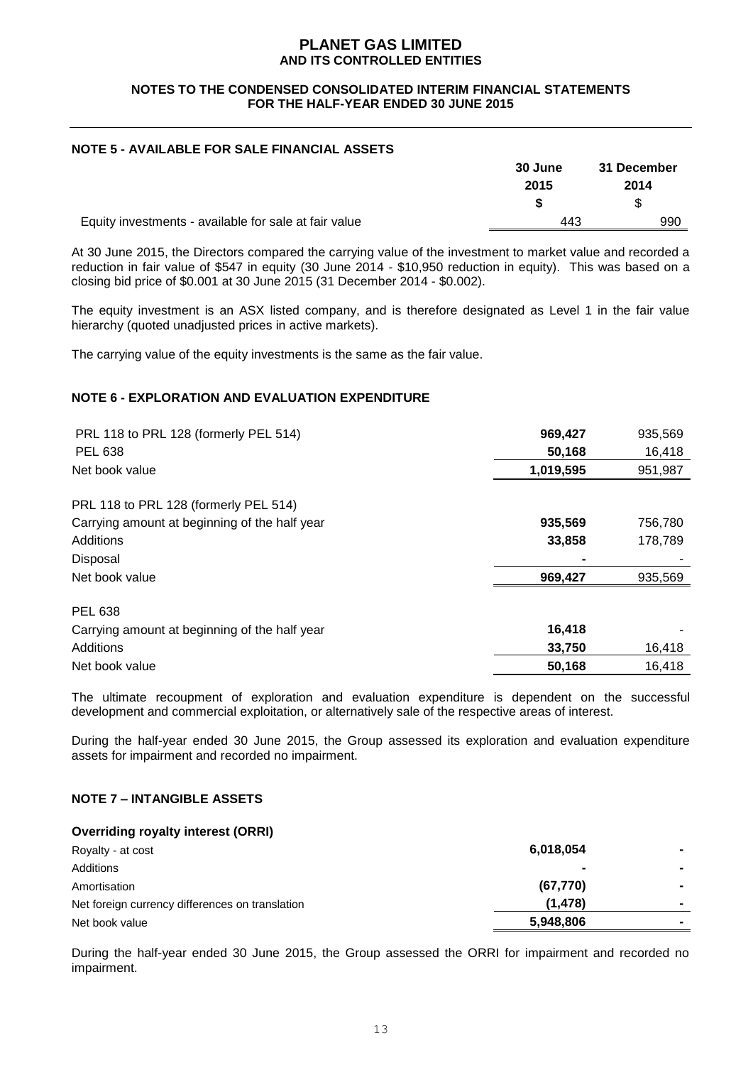# PLANET GAS LIMITED
## AND ITS CONTROLLED ENTITIES

### NOTES TO THE CONDENSED CONSOLIDATED INTERIM FINANCIAL STATEMENTS FOR THE HALF-YEAR ENDED 30 JUNE 2015

### NOTE 5 - AVAILABLE FOR SALE FINANCIAL ASSETS

| | 30 June 2015 | 31 December 2014 |
|---|---|---|
| | **$** | $ |
| Equity investments - available for sale at fair value | 443 | 990 |

At 30 June 2015, the Directors compared the carrying value of the investment to market value and recorded a reduction in fair value of $547 in equity (30 June 2014 - $10,950 reduction in equity). This was based on a closing bid price of $0.001 at 30 June 2015 (31 December 2014 - $0.002).

The equity investment is an ASX listed company, and is therefore designated as Level 1 in the fair value hierarchy (quoted unadjusted prices in active markets).

The carrying value of the equity investments is the same as the fair value.

### NOTE 6 - EXPLORATION AND EVALUATION EXPENDITURE

| | 30 June 2015 | 31 December 2014 |
|---|---|---|
| PRL 118 to PRL 128 (formerly PEL 514) | **969,427** | 935,569 |
| PEL 638 | **50,168** | 16,418 |
| Net book value | **1,019,595** | 951,987 |
| | | |
| PRL 118 to PRL 128 (formerly PEL 514) | | |
| Carrying amount at beginning of the half year | **935,569** | 756,780 |
| Additions | **33,858** | 178,789 |
| Disposal | **-** | - |
| Net book value | **969,427** | 935,569 |
| | | |
| PEL 638 | | |
| Carrying amount at beginning of the half year | **16,418** | - |
| Additions | **33,750** | 16,418 |
| Net book value | **50,168** | 16,418 |

The ultimate recoupment of exploration and evaluation expenditure is dependent on the successful development and commercial exploitation, or alternatively sale of the respective areas of interest.

During the half-year ended 30 June 2015, the Group assessed its exploration and evaluation expenditure assets for impairment and recorded no impairment.

### NOTE 7 – INTANGIBLE ASSETS

**Overriding royalty interest (ORRI)**

| | 30 June 2015 | 31 December 2014 |
|---|---|---|
| Royalty - at cost | **6,018,054** | **-** |
| Additions | **-** | **-** |
| Amortisation | **(67,770)** | **-** |
| Net foreign currency differences on translation | **(1,478)** | **-** |
| Net book value | **5,948,806** | **-** |

During the half-year ended 30 June 2015, the Group assessed the ORRI for impairment and recorded no impairment.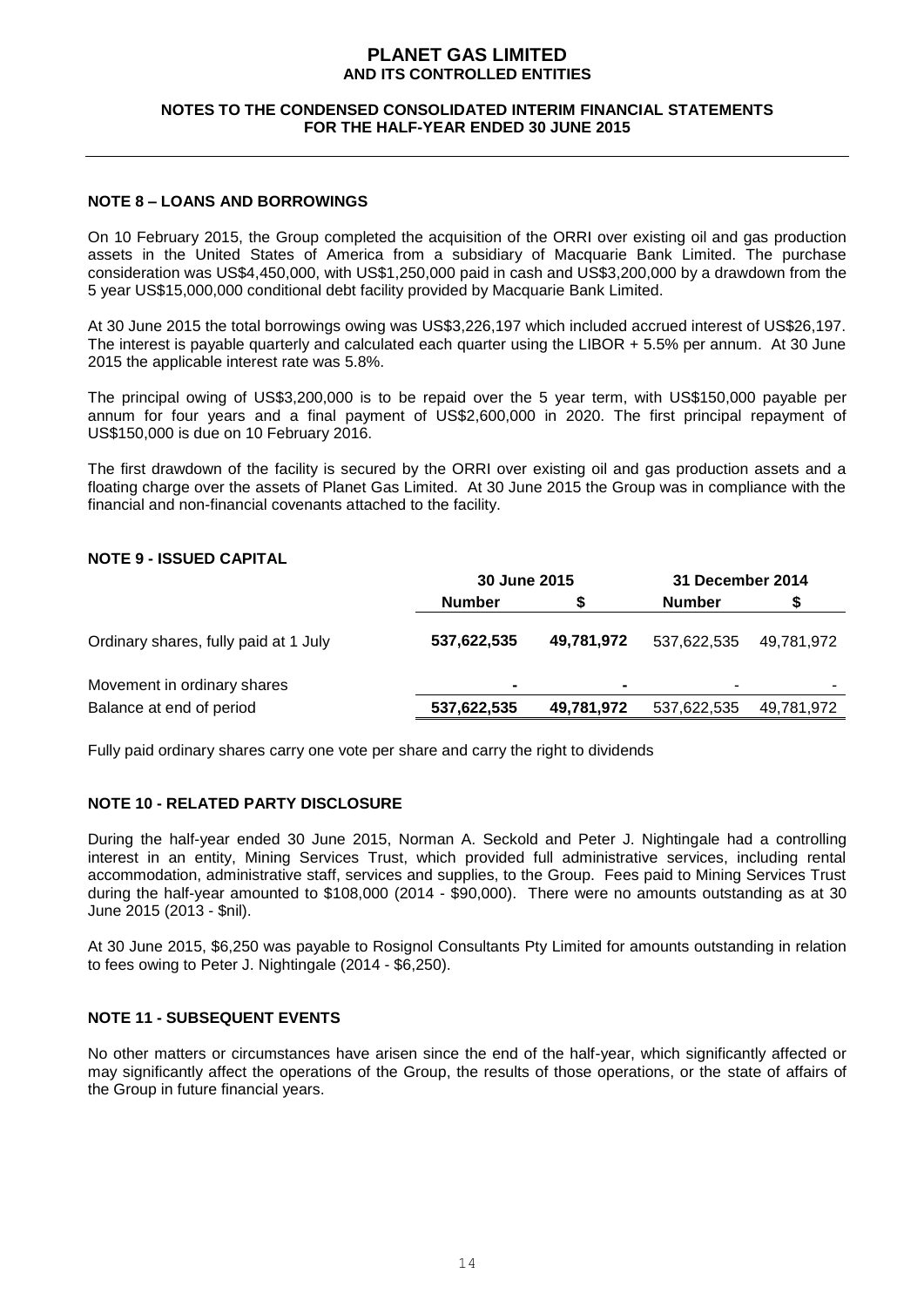## NOTE 8 – LOANS AND BORROWINGS

On 10 February 2015, the Group completed the acquisition of the ORRI over existing oil and gas production assets in the United States of America from a subsidiary of Macquarie Bank Limited. The purchase consideration was US$4,450,000, with US$1,250,000 paid in cash and US$3,200,000 by a drawdown from the 5 year US$15,000,000 conditional debt facility provided by Macquarie Bank Limited.

At 30 June 2015 the total borrowings owing was US$3,226,197 which included accrued interest of US$26,197. The interest is payable quarterly and calculated each quarter using the LIBOR + 5.5% per annum. At 30 June 2015 the applicable interest rate was 5.8%.

The principal owing of US$3,200,000 is to be repaid over the 5 year term, with US$150,000 payable per annum for four years and a final payment of US$2,600,000 in 2020. The first principal repayment of US$150,000 is due on 10 February 2016.

The first drawdown of the facility is secured by the ORRI over existing oil and gas production assets and a floating charge over the assets of Planet Gas Limited. At 30 June 2015 the Group was in compliance with the financial and non-financial covenants attached to the facility.

## NOTE 9 - ISSUED CAPITAL

| | 30 June 2015 | | 31 December 2014 | |
|---|---|---|---|---|
| | **Number** | **$** | **Number** | **$** |
| Ordinary shares, fully paid at 1 July | **537,622,535** | **49,781,972** | 537,622,535 | 49,781,972 |
| Movement in ordinary shares | **-** | **-** | - | - |
| Balance at end of period | **537,622,535** | **49,781,972** | 537,622,535 | 49,781,972 |

Fully paid ordinary shares carry one vote per share and carry the right to dividends

## NOTE 10 - RELATED PARTY DISCLOSURE

During the half-year ended 30 June 2015, Norman A. Seckold and Peter J. Nightingale had a controlling interest in an entity, Mining Services Trust, which provided full administrative services, including rental accommodation, administrative staff, services and supplies, to the Group. Fees paid to Mining Services Trust during the half-year amounted to $108,000 (2014 - $90,000). There were no amounts outstanding as at 30 June 2015 (2013 - $nil).

At 30 June 2015, $6,250 was payable to Rosignol Consultants Pty Limited for amounts outstanding in relation to fees owing to Peter J. Nightingale (2014 - $6,250).

## NOTE 11 - SUBSEQUENT EVENTS

No other matters or circumstances have arisen since the end of the half-year, which significantly affected or may significantly affect the operations of the Group, the results of those operations, or the state of affairs of the Group in future financial years.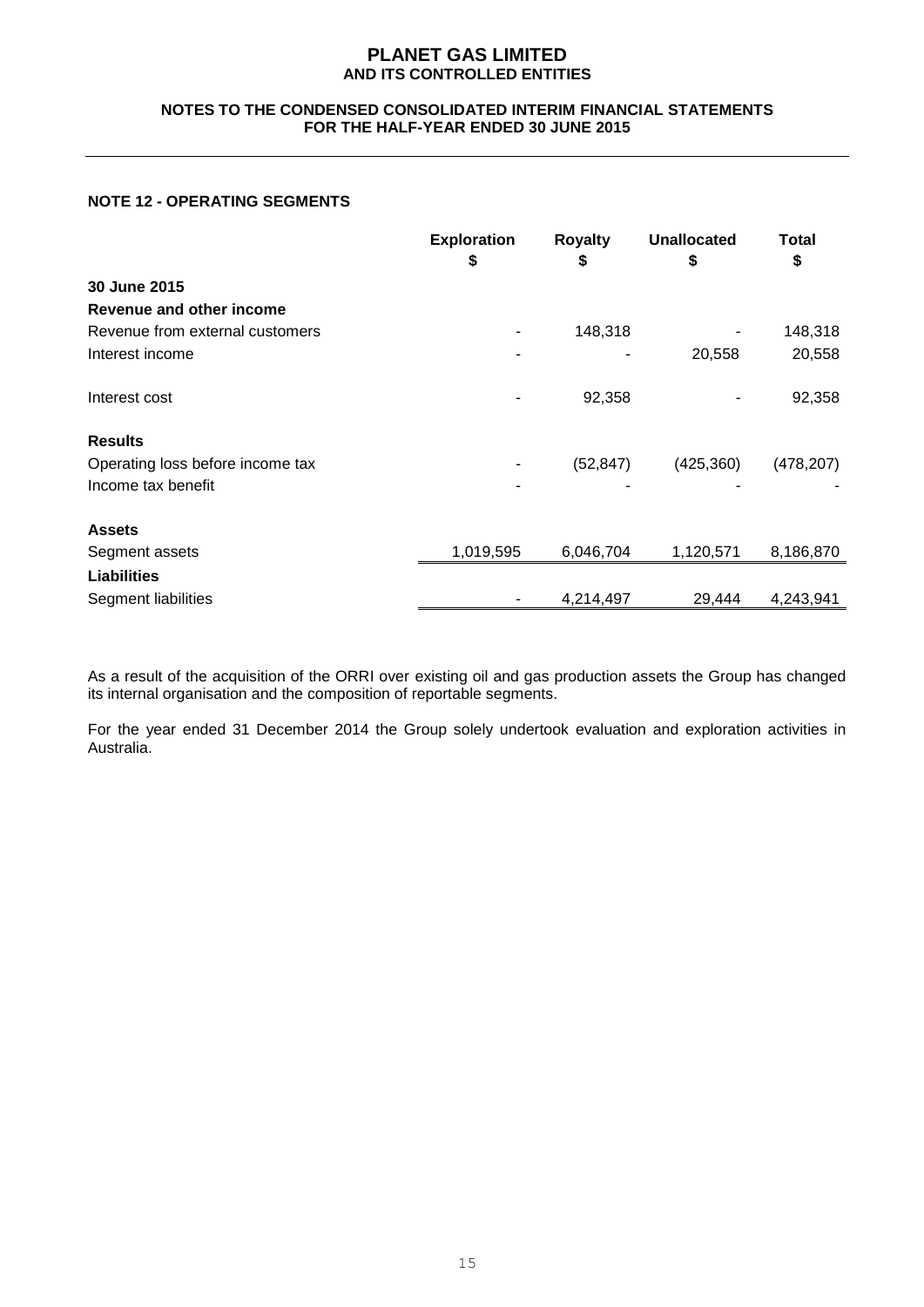# PLANET GAS LIMITED
## AND ITS CONTROLLED ENTITIES

### NOTES TO THE CONDENSED CONSOLIDATED INTERIM FINANCIAL STATEMENTS FOR THE HALF-YEAR ENDED 30 JUNE 2015

### NOTE 12 - OPERATING SEGMENTS

| | Exploration<br>$ | Royalty<br>$ | Unallocated<br>$ | Total<br>$ |
|---|---|---|---|---|
| **30 June 2015** | | | | |
| **Revenue and other income** | | | | |
| Revenue from external customers | - | 148,318 | - | 148,318 |
| Interest income | - | - | 20,558 | 20,558 |
| Interest cost | - | 92,358 | - | 92,358 |
| **Results** | | | | |
| Operating loss before income tax | - | (52,847) | (425,360) | (478,207) |
| Income tax benefit | - | - | - | - |
| **Assets** | | | | |
| Segment assets | 1,019,595 | 6,046,704 | 1,120,571 | 8,186,870 |
| **Liabilities** | | | | |
| Segment liabilities | - | 4,214,497 | 29,444 | 4,243,941 |

As a result of the acquisition of the ORRI over existing oil and gas production assets the Group has changed its internal organisation and the composition of reportable segments.

For the year ended 31 December 2014 the Group solely undertook evaluation and exploration activities in Australia.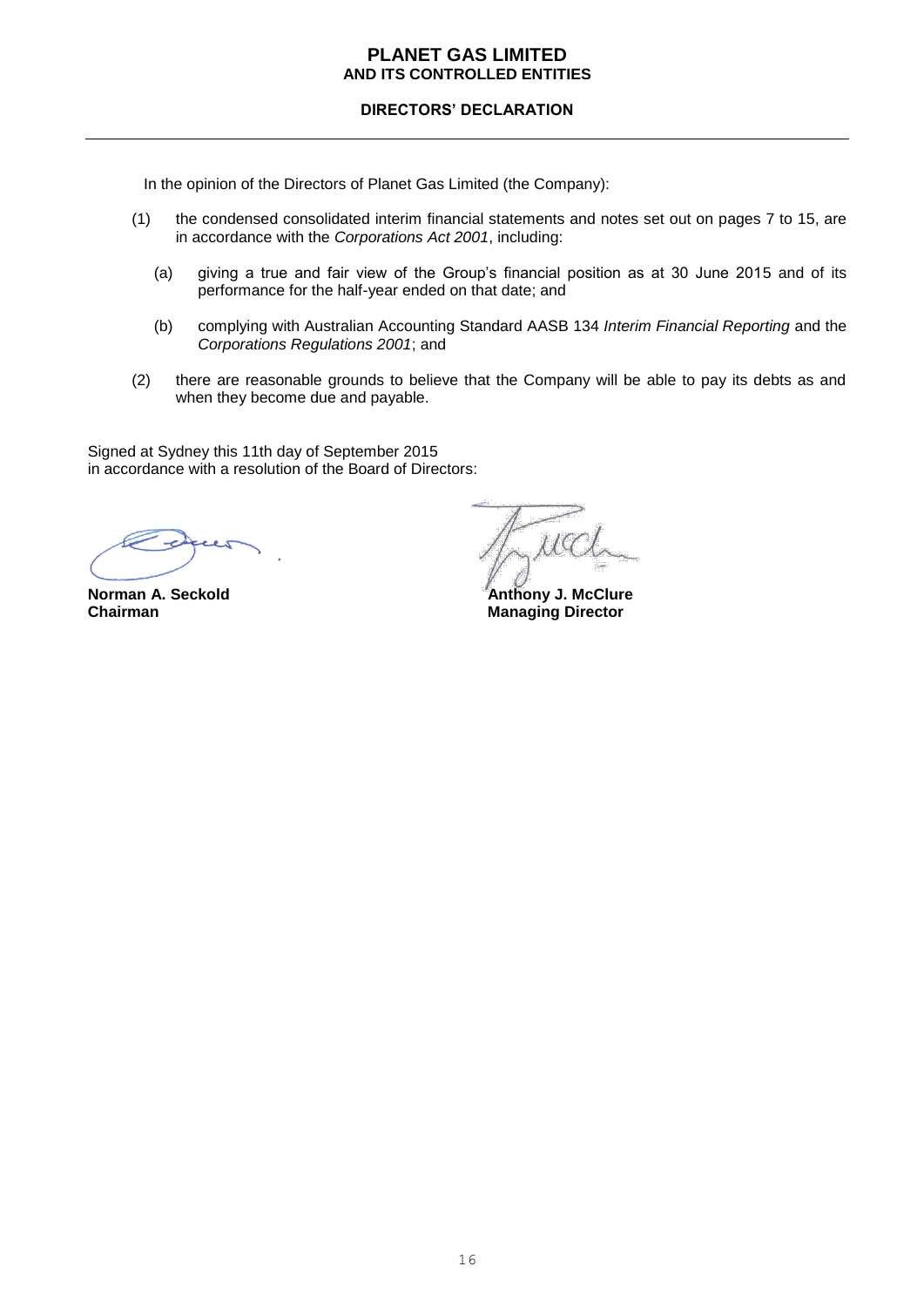# PLANET GAS LIMITED
## AND ITS CONTROLLED ENTITIES

### DIRECTORS' DECLARATION

In the opinion of the Directors of Planet Gas Limited (the Company):

(1) the condensed consolidated interim financial statements and notes set out on pages 7 to 15, are in accordance with the *Corporations Act 2001*, including:

  (a) giving a true and fair view of the Group's financial position as at 30 June 2015 and of its performance for the half-year ended on that date; and

  (b) complying with Australian Accounting Standard AASB 134 *Interim Financial Reporting* and the *Corporations Regulations 2001*; and

(2) there are reasonable grounds to believe that the Company will be able to pay its debts as and when they become due and payable.

Signed at Sydney this 11th day of September 2015
in accordance with a resolution of the Board of Directors:

**Norman A. Seckold**
**Chairman**

**Anthony J. McClure**
**Managing Director**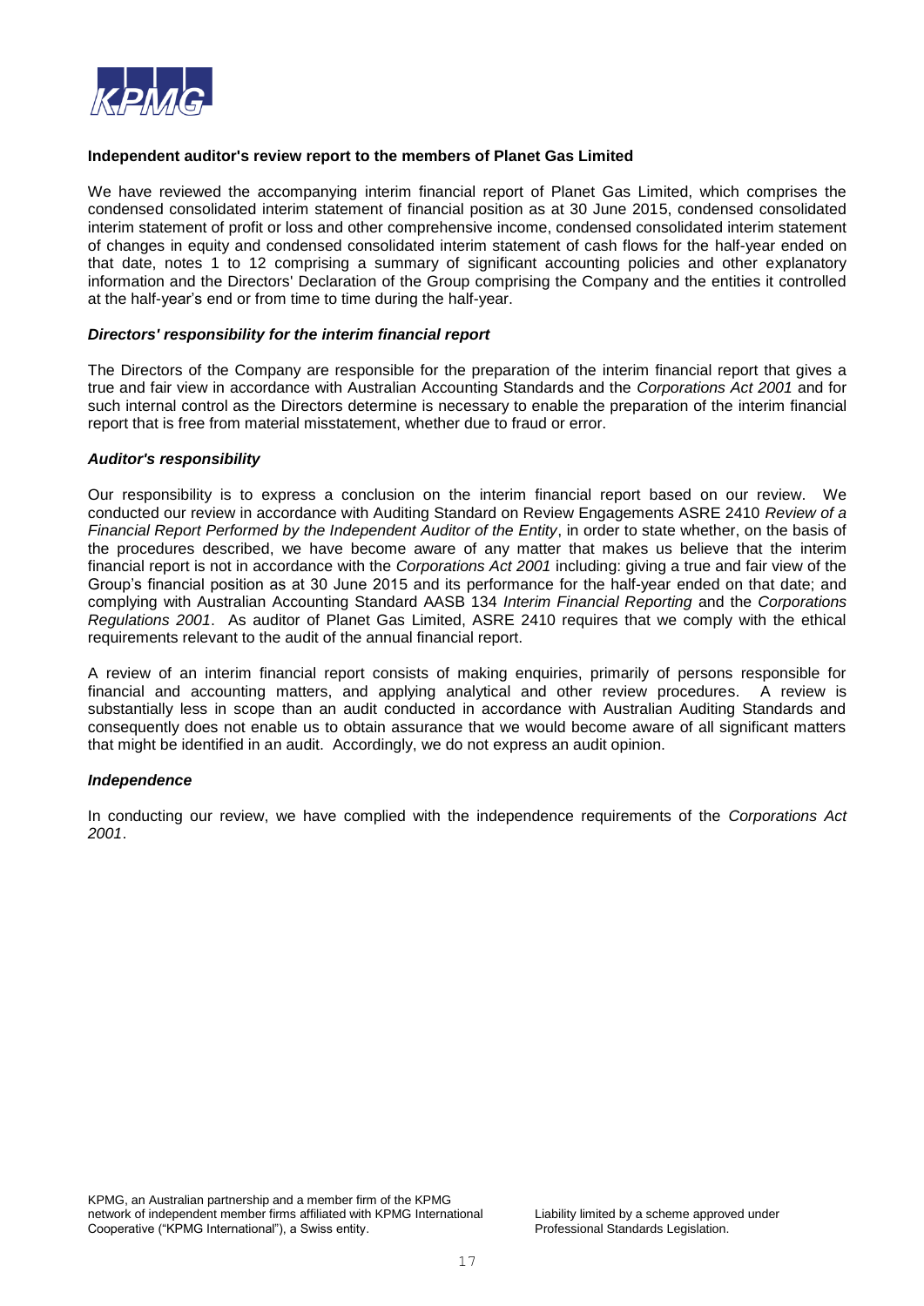**Independent auditor's review report to the members of Planet Gas Limited**

We have reviewed the accompanying interim financial report of Planet Gas Limited, which comprises the condensed consolidated interim statement of financial position as at 30 June 2015, condensed consolidated interim statement of profit or loss and other comprehensive income, condensed consolidated interim statement of changes in equity and condensed consolidated interim statement of cash flows for the half-year ended on that date, notes 1 to 12 comprising a summary of significant accounting policies and other explanatory information and the Directors' Declaration of the Group comprising the Company and the entities it controlled at the half-year's end or from time to time during the half-year.

***Directors' responsibility for the interim financial report***

The Directors of the Company are responsible for the preparation of the interim financial report that gives a true and fair view in accordance with Australian Accounting Standards and the *Corporations Act 2001* and for such internal control as the Directors determine is necessary to enable the preparation of the interim financial report that is free from material misstatement, whether due to fraud or error.

***Auditor's responsibility***

Our responsibility is to express a conclusion on the interim financial report based on our review. We conducted our review in accordance with Auditing Standard on Review Engagements ASRE 2410 *Review of a Financial Report Performed by the Independent Auditor of the Entity*, in order to state whether, on the basis of the procedures described, we have become aware of any matter that makes us believe that the interim financial report is not in accordance with the *Corporations Act 2001* including: giving a true and fair view of the Group's financial position as at 30 June 2015 and its performance for the half-year ended on that date; and complying with Australian Accounting Standard AASB 134 *Interim Financial Reporting* and the *Corporations Regulations 2001*. As auditor of Planet Gas Limited, ASRE 2410 requires that we comply with the ethical requirements relevant to the audit of the annual financial report.

A review of an interim financial report consists of making enquiries, primarily of persons responsible for financial and accounting matters, and applying analytical and other review procedures. A review is substantially less in scope than an audit conducted in accordance with Australian Auditing Standards and consequently does not enable us to obtain assurance that we would become aware of all significant matters that might be identified in an audit. Accordingly, we do not express an audit opinion.

***Independence***

In conducting our review, we have complied with the independence requirements of the *Corporations Act 2001*.

KPMG, an Australian partnership and a member firm of the KPMG network of independent member firms affiliated with KPMG International Cooperative ("KPMG International"), a Swiss entity.

Liability limited by a scheme approved under Professional Standards Legislation.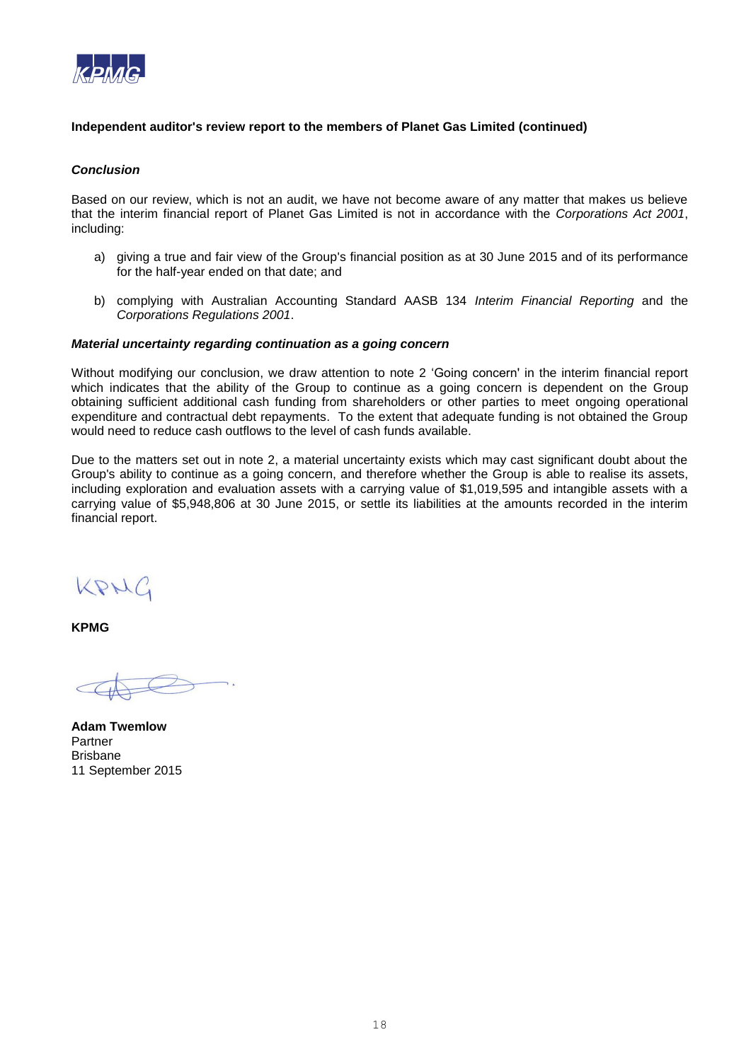**Independent auditor's review report to the members of Planet Gas Limited (continued)**

***Conclusion***

Based on our review, which is not an audit, we have not become aware of any matter that makes us believe that the interim financial report of Planet Gas Limited is not in accordance with the *Corporations Act 2001*, including:

a) giving a true and fair view of the Group's financial position as at 30 June 2015 and of its performance for the half-year ended on that date; and

b) complying with Australian Accounting Standard AASB 134 *Interim Financial Reporting* and the *Corporations Regulations 2001*.

***Material uncertainty regarding continuation as a going concern***

Without modifying our conclusion, we draw attention to note 2 'Going concern' in the interim financial report which indicates that the ability of the Group to continue as a going concern is dependent on the Group obtaining sufficient additional cash funding from shareholders or other parties to meet ongoing operational expenditure and contractual debt repayments. To the extent that adequate funding is not obtained the Group would need to reduce cash outflows to the level of cash funds available.

Due to the matters set out in note 2, a material uncertainty exists which may cast significant doubt about the Group's ability to continue as a going concern, and therefore whether the Group is able to realise its assets, including exploration and evaluation assets with a carrying value of $1,019,595 and intangible assets with a carrying value of $5,948,806 at 30 June 2015, or settle its liabilities at the amounts recorded in the interim financial report.

KPMG

**KPMG**

**Adam Twemlow**
Partner
Brisbane
11 September 2015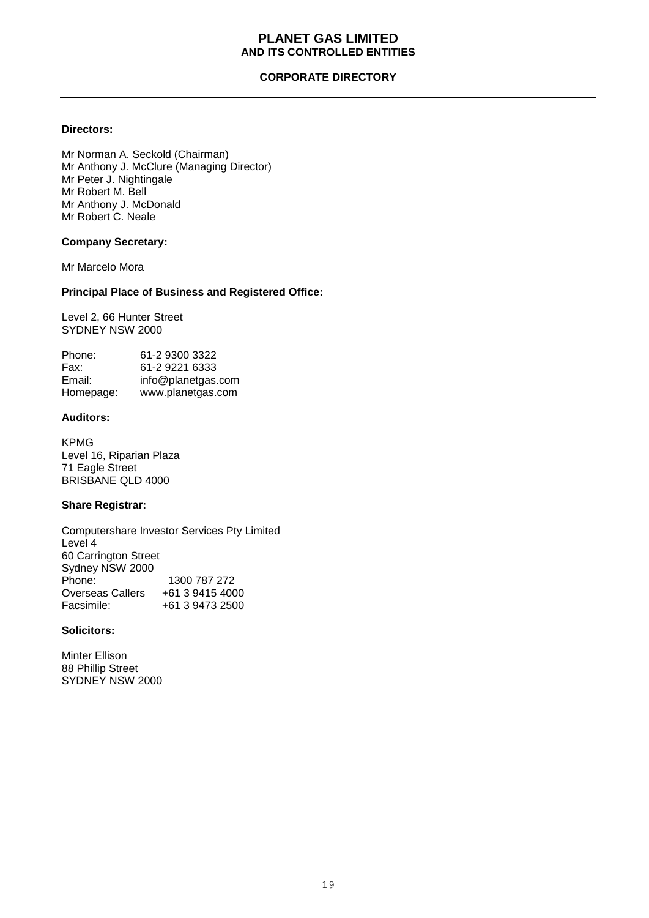# PLANET GAS LIMITED
## AND ITS CONTROLLED ENTITIES

### CORPORATE DIRECTORY

**Directors:**

Mr Norman A. Seckold (Chairman)
Mr Anthony J. McClure (Managing Director)
Mr Peter J. Nightingale
Mr Robert M. Bell
Mr Anthony J. McDonald
Mr Robert C. Neale

**Company Secretary:**

Mr Marcelo Mora

**Principal Place of Business and Registered Office:**

Level 2, 66 Hunter Street
SYDNEY NSW 2000

| | |
|---|---|
| Phone: | 61-2 9300 3322 |
| Fax: | 61-2 9221 6333 |
| Email: | info@planetgas.com |
| Homepage: | www.planetgas.com |

**Auditors:**

KPMG
Level 16, Riparian Plaza
71 Eagle Street
BRISBANE QLD 4000

**Share Registrar:**

Computershare Investor Services Pty Limited
Level 4
60 Carrington Street
Sydney NSW 2000

| | |
|---|---|
| Phone: | 1300 787 272 |
| Overseas Callers | +61 3 9415 4000 |
| Facsimile: | +61 3 9473 2500 |

**Solicitors:**

Minter Ellison
88 Phillip Street
SYDNEY NSW 2000